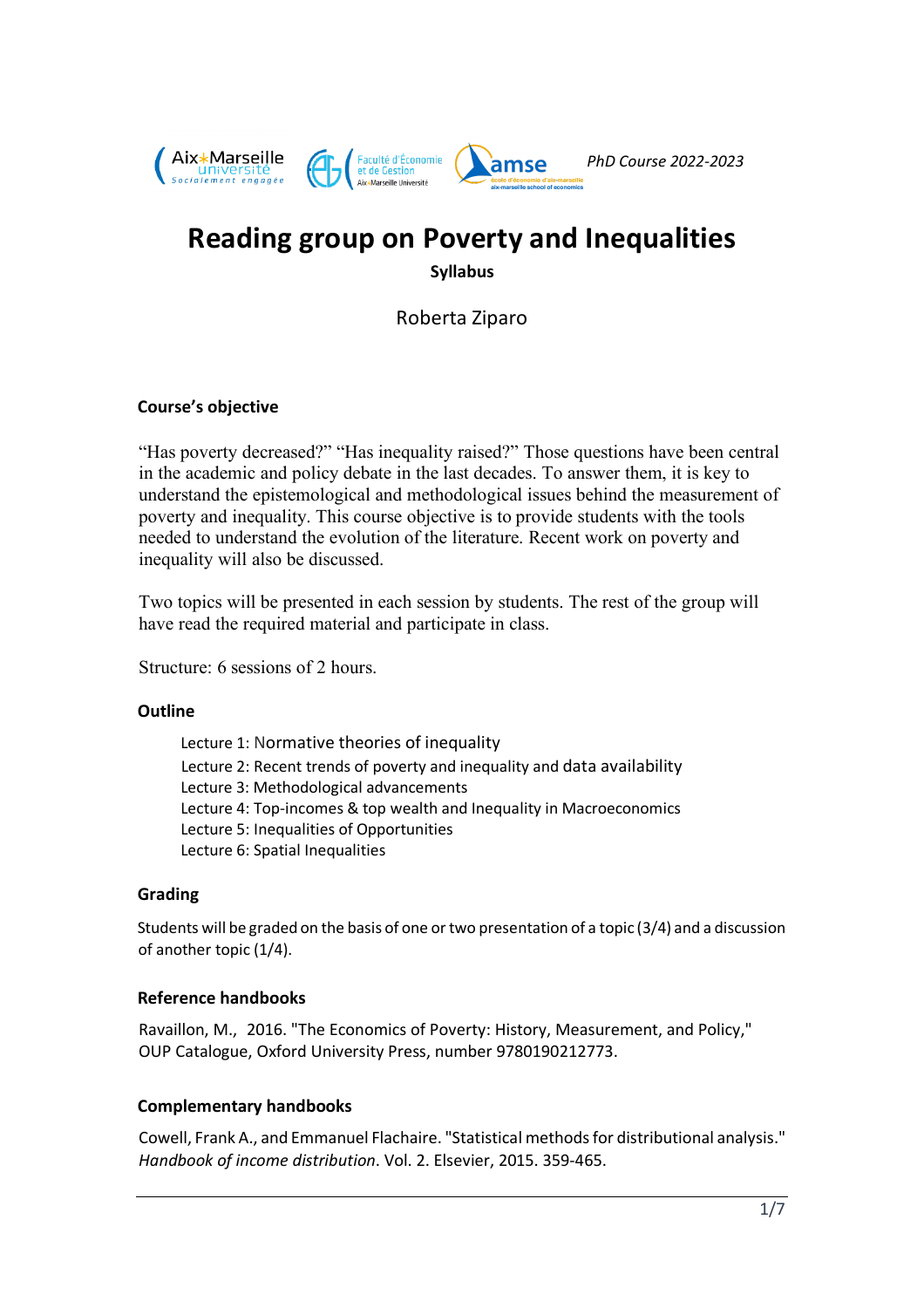PhD Course 2022-2023

# Reading group on Poverty and Inequalities

**Syllabus**

Roberta Ziparo

### Course's objective

"Has poverty decreased?" "Has inequality raised?" Those questions have been central in the academic and policy debate in the last decades. To answer them, it is key to understand the epistemological and methodological issues behind the measurement of poverty and inequality. This course objective is to provide students with the tools needed to understand the evolution of the literature. Recent work on poverty and inequality will also be discussed.

Two topics will be presented in each session by students. The rest of the group will have read the required material and participate in class.

Structure: 6 sessions of 2 hours.

### Outline

Lecture 1: Normative theories of inequality
Lecture 2: Recent trends of poverty and inequality and data availability
Lecture 3: Methodological advancements
Lecture 4: Top-incomes & top wealth and Inequality in Macroeconomics
Lecture 5: Inequalities of Opportunities
Lecture 6: Spatial Inequalities

### Grading

Students will be graded on the basis of one or two presentation of a topic (3/4) and a discussion of another topic (1/4).

### Reference handbooks

Ravaillon, M., 2016. "The Economics of Poverty: History, Measurement, and Policy," OUP Catalogue, Oxford University Press, number 9780190212773.

### Complementary handbooks

Cowell, Frank A., and Emmanuel Flachaire. "Statistical methods for distributional analysis." *Handbook of income distribution*. Vol. 2. Elsevier, 2015. 359-465.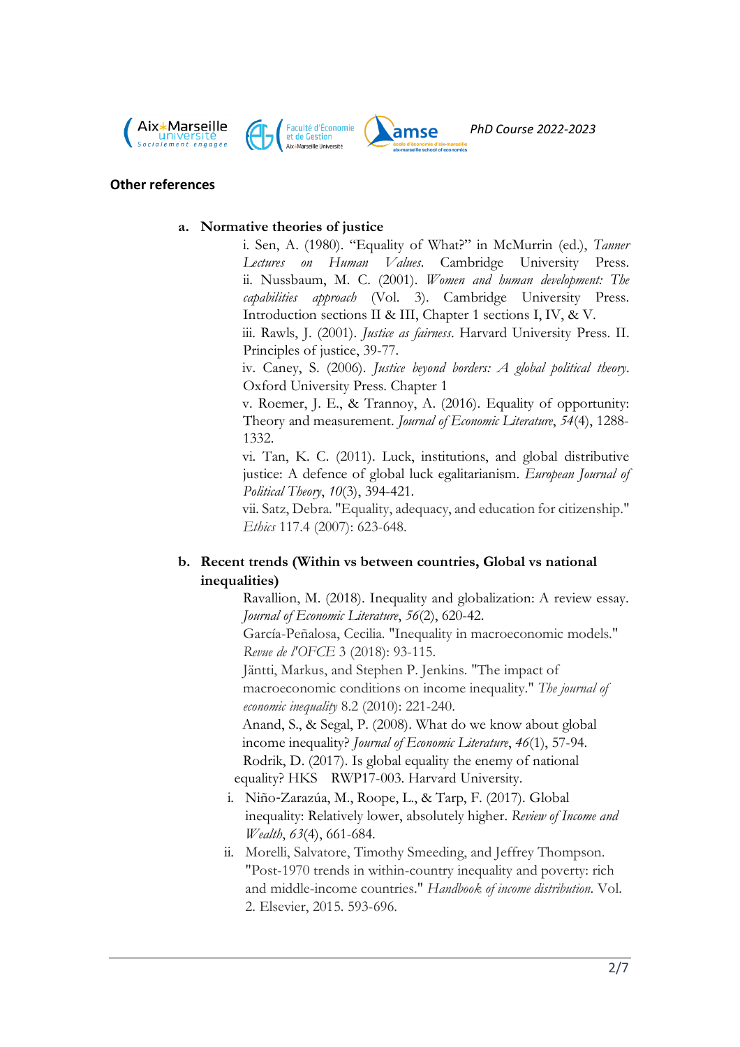## Other references

**a. Normative theories of justice**

i. Sen, A. (1980). "Equality of What?" in McMurrin (ed.), *Tanner Lectures on Human Values*. Cambridge University Press.
ii. Nussbaum, M. C. (2001). *Women and human development: The capabilities approach* (Vol. 3). Cambridge University Press. Introduction sections II & III, Chapter 1 sections I, IV, & V.
iii. Rawls, J. (2001). *Justice as fairness*. Harvard University Press. II. Principles of justice, 39-77.
iv. Caney, S. (2006). *Justice beyond borders: A global political theory*. Oxford University Press. Chapter 1
v. Roemer, J. E., & Trannoy, A. (2016). Equality of opportunity: Theory and measurement. *Journal of Economic Literature*, *54*(4), 1288-1332.
vi. Tan, K. C. (2011). Luck, institutions, and global distributive justice: A defence of global luck egalitarianism. *European Journal of Political Theory*, *10*(3), 394-421.
vii. Satz, Debra. "Equality, adequacy, and education for citizenship." *Ethics* 117.4 (2007): 623-648.

**b. Recent trends (Within vs between countries, Global vs national inequalities)**

Ravallion, M. (2018). Inequality and globalization: A review essay. *Journal of Economic Literature*, *56*(2), 620-42.
García-Peñalosa, Cecilia. "Inequality in macroeconomic models." *Revue de l'OFCE* 3 (2018): 93-115.
Jäntti, Markus, and Stephen P. Jenkins. "The impact of macroeconomic conditions on income inequality." *The journal of economic inequality* 8.2 (2010): 221-240.
Anand, S., & Segal, P. (2008). What do we know about global income inequality? *Journal of Economic Literature*, *46*(1), 57-94.
Rodrik, D. (2017). Is global equality the enemy of national equality? HKS RWP17-003. Harvard University.

i. Niño-Zarazúa, M., Roope, L., & Tarp, F. (2017). Global inequality: Relatively lower, absolutely higher. *Review of Income and Wealth*, *63*(4), 661-684.
ii. Morelli, Salvatore, Timothy Smeeding, and Jeffrey Thompson. "Post-1970 trends in within-country inequality and poverty: rich and middle-income countries." *Handbook of income distribution*. Vol. 2. Elsevier, 2015. 593-696.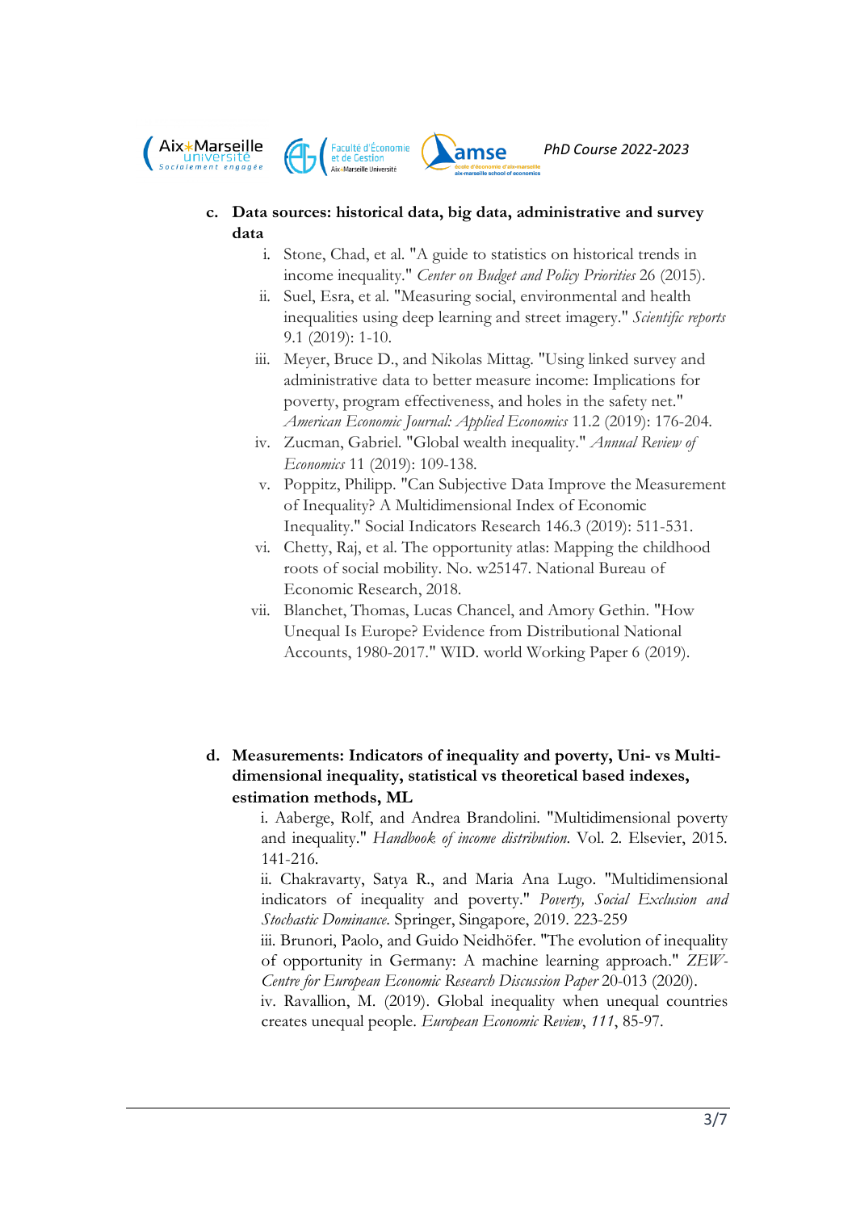**c. Data sources: historical data, big data, administrative and survey data**

i. Stone, Chad, et al. "A guide to statistics on historical trends in income inequality." *Center on Budget and Policy Priorities* 26 (2015).

ii. Suel, Esra, et al. "Measuring social, environmental and health inequalities using deep learning and street imagery." *Scientific reports* 9.1 (2019): 1-10.

iii. Meyer, Bruce D., and Nikolas Mittag. "Using linked survey and administrative data to better measure income: Implications for poverty, program effectiveness, and holes in the safety net." *American Economic Journal: Applied Economics* 11.2 (2019): 176-204.

iv. Zucman, Gabriel. "Global wealth inequality." *Annual Review of Economics* 11 (2019): 109-138.

v. Poppitz, Philipp. "Can Subjective Data Improve the Measurement of Inequality? A Multidimensional Index of Economic Inequality." Social Indicators Research 146.3 (2019): 511-531.

vi. Chetty, Raj, et al. The opportunity atlas: Mapping the childhood roots of social mobility. No. w25147. National Bureau of Economic Research, 2018.

vii. Blanchet, Thomas, Lucas Chancel, and Amory Gethin. "How Unequal Is Europe? Evidence from Distributional National Accounts, 1980-2017." WID. world Working Paper 6 (2019).

**d. Measurements: Indicators of inequality and poverty, Uni- vs Multi-dimensional inequality, statistical vs theoretical based indexes, estimation methods, ML**

i. Aaberge, Rolf, and Andrea Brandolini. "Multidimensional poverty and inequality." *Handbook of income distribution*. Vol. 2. Elsevier, 2015. 141-216.

ii. Chakravarty, Satya R., and Maria Ana Lugo. "Multidimensional indicators of inequality and poverty." *Poverty, Social Exclusion and Stochastic Dominance*. Springer, Singapore, 2019. 223-259

iii. Brunori, Paolo, and Guido Neidhöfer. "The evolution of inequality of opportunity in Germany: A machine learning approach." *ZEW-Centre for European Economic Research Discussion Paper* 20-013 (2020).

iv. Ravallion, M. (2019). Global inequality when unequal countries creates unequal people. *European Economic Review*, *111*, 85-97.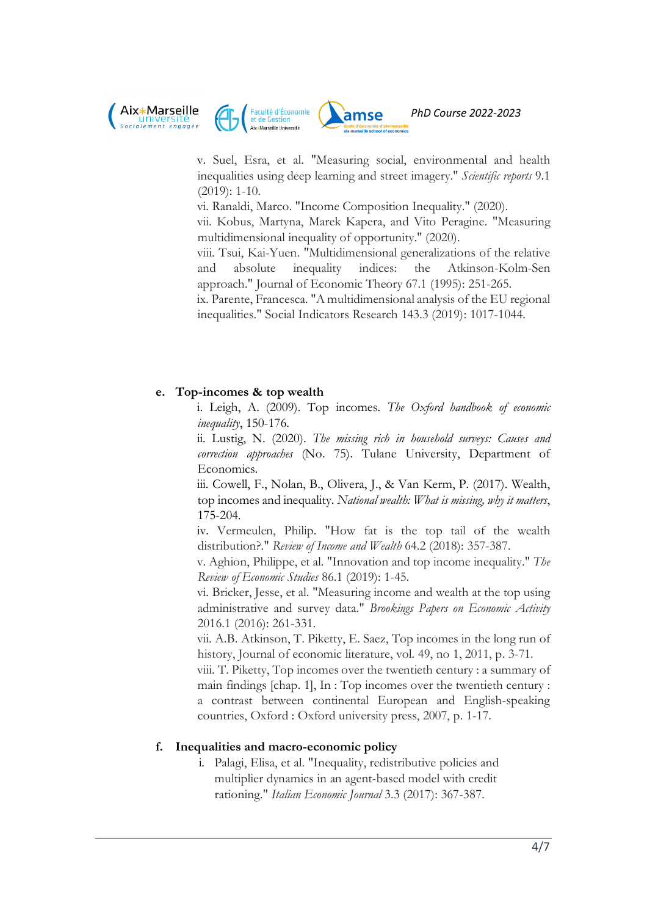v. Suel, Esra, et al. "Measuring social, environmental and health inequalities using deep learning and street imagery." *Scientific reports* 9.1 (2019): 1-10.

vi. Ranaldi, Marco. "Income Composition Inequality." (2020).

vii. Kobus, Martyna, Marek Kapera, and Vito Peragine. "Measuring multidimensional inequality of opportunity." (2020).

viii. Tsui, Kai-Yuen. "Multidimensional generalizations of the relative and absolute inequality indices: the Atkinson-Kolm-Sen approach." Journal of Economic Theory 67.1 (1995): 251-265.

ix. Parente, Francesca. "A multidimensional analysis of the EU regional inequalities." Social Indicators Research 143.3 (2019): 1017-1044.

**e. Top-incomes & top wealth**

i. Leigh, A. (2009). Top incomes. *The Oxford handbook of economic inequality*, 150-176.

ii. Lustig, N. (2020). *The missing rich in household surveys: Causes and correction approaches* (No. 75). Tulane University, Department of Economics.

iii. Cowell, F., Nolan, B., Olivera, J., & Van Kerm, P. (2017). Wealth, top incomes and inequality. *National wealth: What is missing, why it matters*, 175-204.

iv. Vermeulen, Philip. "How fat is the top tail of the wealth distribution?." *Review of Income and Wealth* 64.2 (2018): 357-387.

v. Aghion, Philippe, et al. "Innovation and top income inequality." *The Review of Economic Studies* 86.1 (2019): 1-45.

vi. Bricker, Jesse, et al. "Measuring income and wealth at the top using administrative and survey data." *Brookings Papers on Economic Activity* 2016.1 (2016): 261-331.

vii. A.B. Atkinson, T. Piketty, E. Saez, Top incomes in the long run of history, Journal of economic literature, vol. 49, no 1, 2011, p. 3-71.

viii. T. Piketty, Top incomes over the twentieth century : a summary of main findings [chap. 1], In : Top incomes over the twentieth century : a contrast between continental European and English-speaking countries, Oxford : Oxford university press, 2007, p. 1-17.

**f. Inequalities and macro-economic policy**

i. Palagi, Elisa, et al. "Inequality, redistributive policies and multiplier dynamics in an agent-based model with credit rationing." *Italian Economic Journal* 3.3 (2017): 367-387.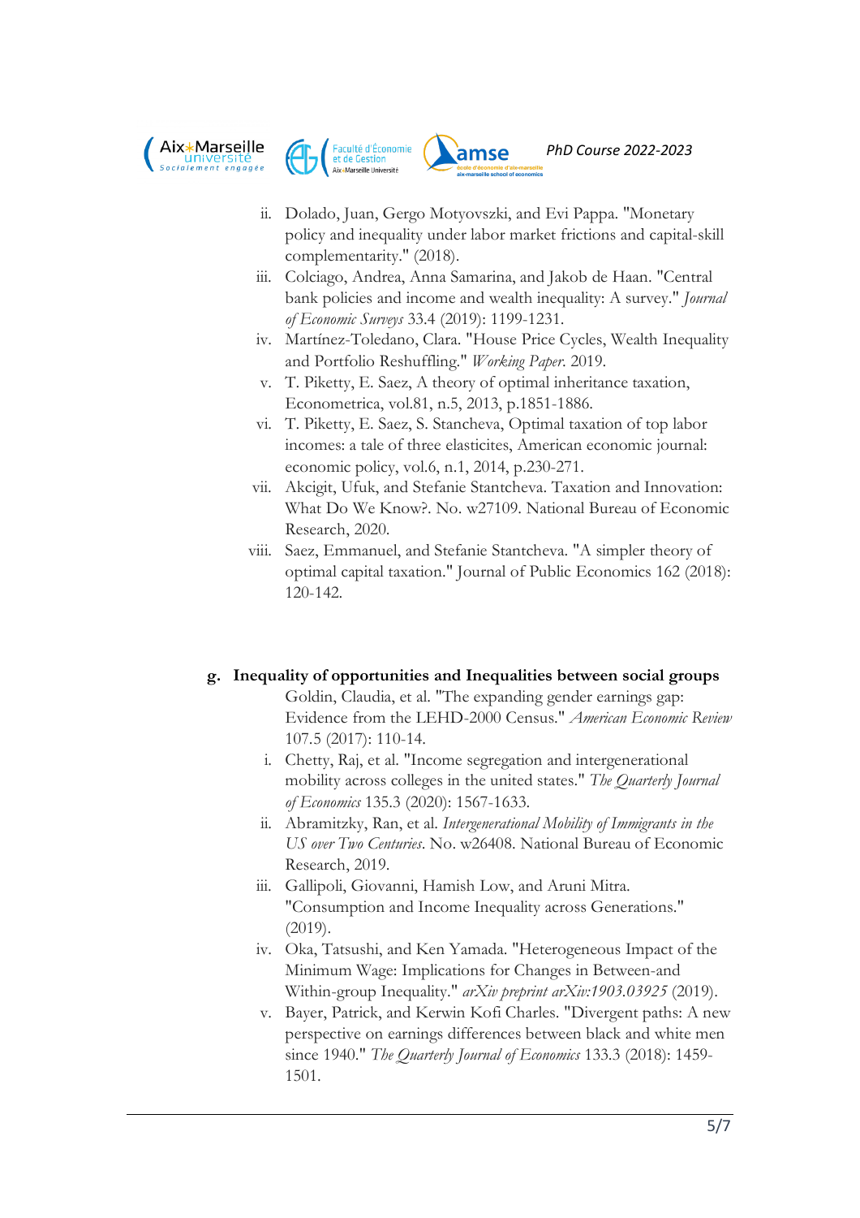ii. Dolado, Juan, Gergo Motyovszki, and Evi Pappa. "Monetary policy and inequality under labor market frictions and capital-skill complementarity." (2018).

iii. Colciago, Andrea, Anna Samarina, and Jakob de Haan. "Central bank policies and income and wealth inequality: A survey." *Journal of Economic Surveys* 33.4 (2019): 1199-1231.

iv. Martínez-Toledano, Clara. "House Price Cycles, Wealth Inequality and Portfolio Reshuffling." *Working Paper*. 2019.

v. T. Piketty, E. Saez, A theory of optimal inheritance taxation, Econometrica, vol.81, n.5, 2013, p.1851-1886.

vi. T. Piketty, E. Saez, S. Stancheva, Optimal taxation of top labor incomes: a tale of three elasticites, American economic journal: economic policy, vol.6, n.1, 2014, p.230-271.

vii. Akcigit, Ufuk, and Stefanie Stantcheva. Taxation and Innovation: What Do We Know?. No. w27109. National Bureau of Economic Research, 2020.

viii. Saez, Emmanuel, and Stefanie Stantcheva. "A simpler theory of optimal capital taxation." Journal of Public Economics 162 (2018): 120-142.

**g. Inequality of opportunities and Inequalities between social groups**

Goldin, Claudia, et al. "The expanding gender earnings gap: Evidence from the LEHD-2000 Census." *American Economic Review* 107.5 (2017): 110-14.

i. Chetty, Raj, et al. "Income segregation and intergenerational mobility across colleges in the united states." *The Quarterly Journal of Economics* 135.3 (2020): 1567-1633.

ii. Abramitzky, Ran, et al. *Intergenerational Mobility of Immigrants in the US over Two Centuries*. No. w26408. National Bureau of Economic Research, 2019.

iii. Gallipoli, Giovanni, Hamish Low, and Aruni Mitra. "Consumption and Income Inequality across Generations." (2019).

iv. Oka, Tatsushi, and Ken Yamada. "Heterogeneous Impact of the Minimum Wage: Implications for Changes in Between-and Within-group Inequality." *arXiv preprint arXiv:1903.03925* (2019).

v. Bayer, Patrick, and Kerwin Kofi Charles. "Divergent paths: A new perspective on earnings differences between black and white men since 1940." *The Quarterly Journal of Economics* 133.3 (2018): 1459-1501.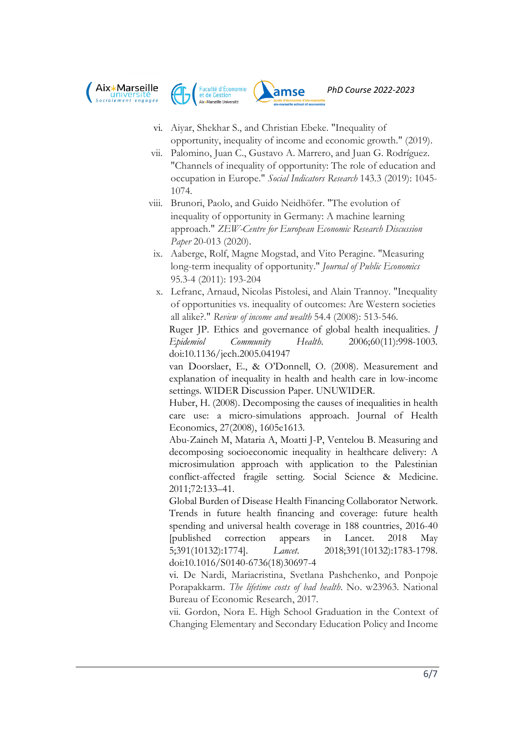vi. Aiyar, Shekhar S., and Christian Ebeke. "Inequality of opportunity, inequality of income and economic growth." (2019).

vii. Palomino, Juan C., Gustavo A. Marrero, and Juan G. Rodríguez. "Channels of inequality of opportunity: The role of education and occupation in Europe." *Social Indicators Research* 143.3 (2019): 1045-1074.

viii. Brunori, Paolo, and Guido Neidhöfer. "The evolution of inequality of opportunity in Germany: A machine learning approach." *ZEW-Centre for European Economic Research Discussion Paper* 20-013 (2020).

ix. Aaberge, Rolf, Magne Mogstad, and Vito Peragine. "Measuring long-term inequality of opportunity." *Journal of Public Economics* 95.3-4 (2011): 193-204

x. Lefranc, Arnaud, Nicolas Pistolesi, and Alain Trannoy. "Inequality of opportunities vs. inequality of outcomes: Are Western societies all alike?." *Review of income and wealth* 54.4 (2008): 513-546.

Ruger JP. Ethics and governance of global health inequalities. *J Epidemiol Community Health*. 2006;60(11):998-1003. doi:10.1136/jech.2005.041947

van Doorslaer, E., & O'Donnell, O. (2008). Measurement and explanation of inequality in health and health care in low-income settings. WIDER Discussion Paper. UNUWIDER.

Huber, H. (2008). Decomposing the causes of inequalities in health care use: a micro-simulations approach. Journal of Health Economics, 27(2008), 1605e1613.

Abu-Zaineh M, Mataria A, Moatti J-P, Ventelou B. Measuring and decomposing socioeconomic inequality in healthcare delivery: A microsimulation approach with application to the Palestinian conflict-affected fragile setting. Social Science & Medicine. 2011;72:133–41.

Global Burden of Disease Health Financing Collaborator Network. Trends in future health financing and coverage: future health spending and universal health coverage in 188 countries, 2016-40 [published correction appears in Lancet. 2018 May 5;391(10132):1774]. *Lancet*. 2018;391(10132):1783-1798. doi:10.1016/S0140-6736(18)30697-4

vi. De Nardi, Mariacristina, Svetlana Pashchenko, and Ponpoje Porapakkarm. *The lifetime costs of bad health*. No. w23963. National Bureau of Economic Research, 2017.

vii. Gordon, Nora E. High School Graduation in the Context of Changing Elementary and Secondary Education Policy and Income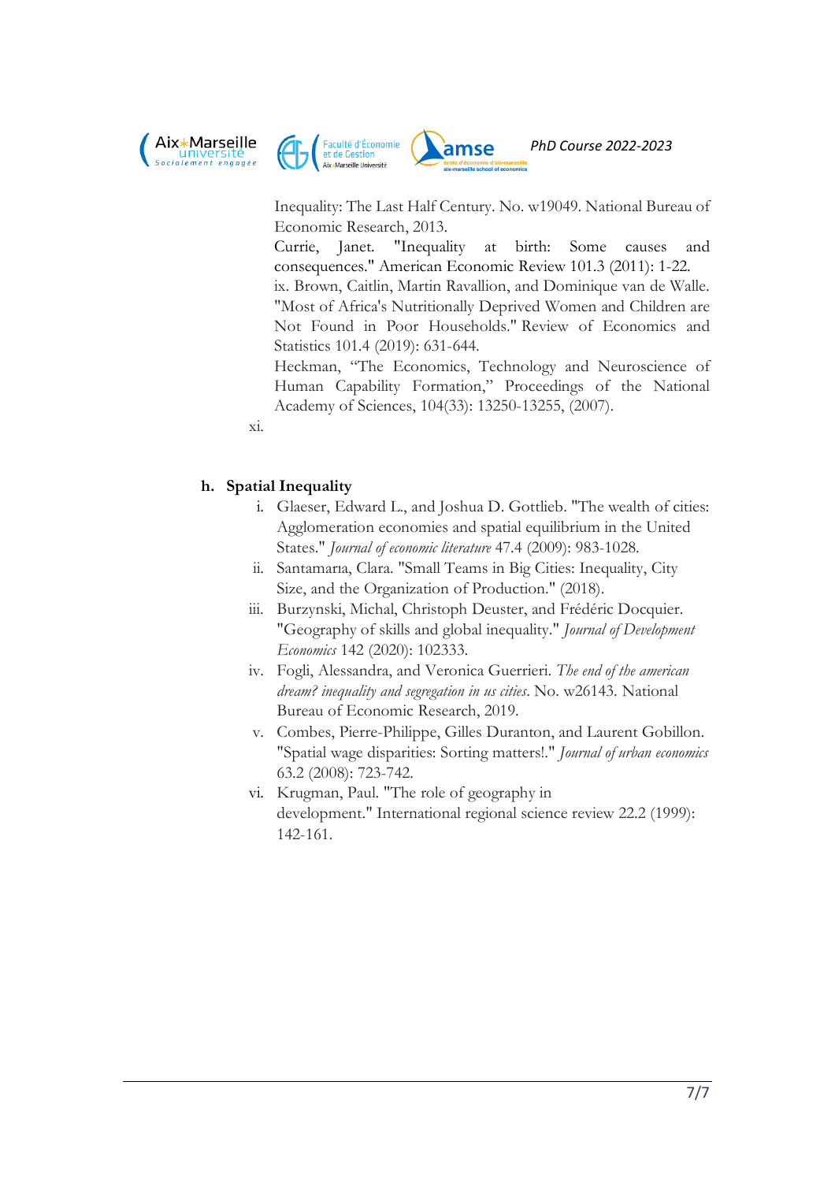Inequality: The Last Half Century. No. w19049. National Bureau of Economic Research, 2013.

Currie, Janet. "Inequality at birth: Some causes and consequences." American Economic Review 101.3 (2011): 1-22.

ix. Brown, Caitlin, Martin Ravallion, and Dominique van de Walle. "Most of Africa's Nutritionally Deprived Women and Children are Not Found in Poor Households." Review of Economics and Statistics 101.4 (2019): 631-644.

Heckman, "The Economics, Technology and Neuroscience of Human Capability Formation," Proceedings of the National Academy of Sciences, 104(33): 13250-13255, (2007).

xi.

**h. Spatial Inequality**

i. Glaeser, Edward L., and Joshua D. Gottlieb. "The wealth of cities: Agglomeration economies and spatial equilibrium in the United States." *Journal of economic literature* 47.4 (2009): 983-1028.

ii. Santamarıa, Clara. "Small Teams in Big Cities: Inequality, City Size, and the Organization of Production." (2018).

iii. Burzynski, Michal, Christoph Deuster, and Frédéric Docquier. "Geography of skills and global inequality." *Journal of Development Economics* 142 (2020): 102333.

iv. Fogli, Alessandra, and Veronica Guerrieri. *The end of the american dream? inequality and segregation in us cities*. No. w26143. National Bureau of Economic Research, 2019.

v. Combes, Pierre-Philippe, Gilles Duranton, and Laurent Gobillon. "Spatial wage disparities: Sorting matters!." *Journal of urban economics* 63.2 (2008): 723-742.

vi. Krugman, Paul. "The role of geography in development." International regional science review 22.2 (1999): 142-161.